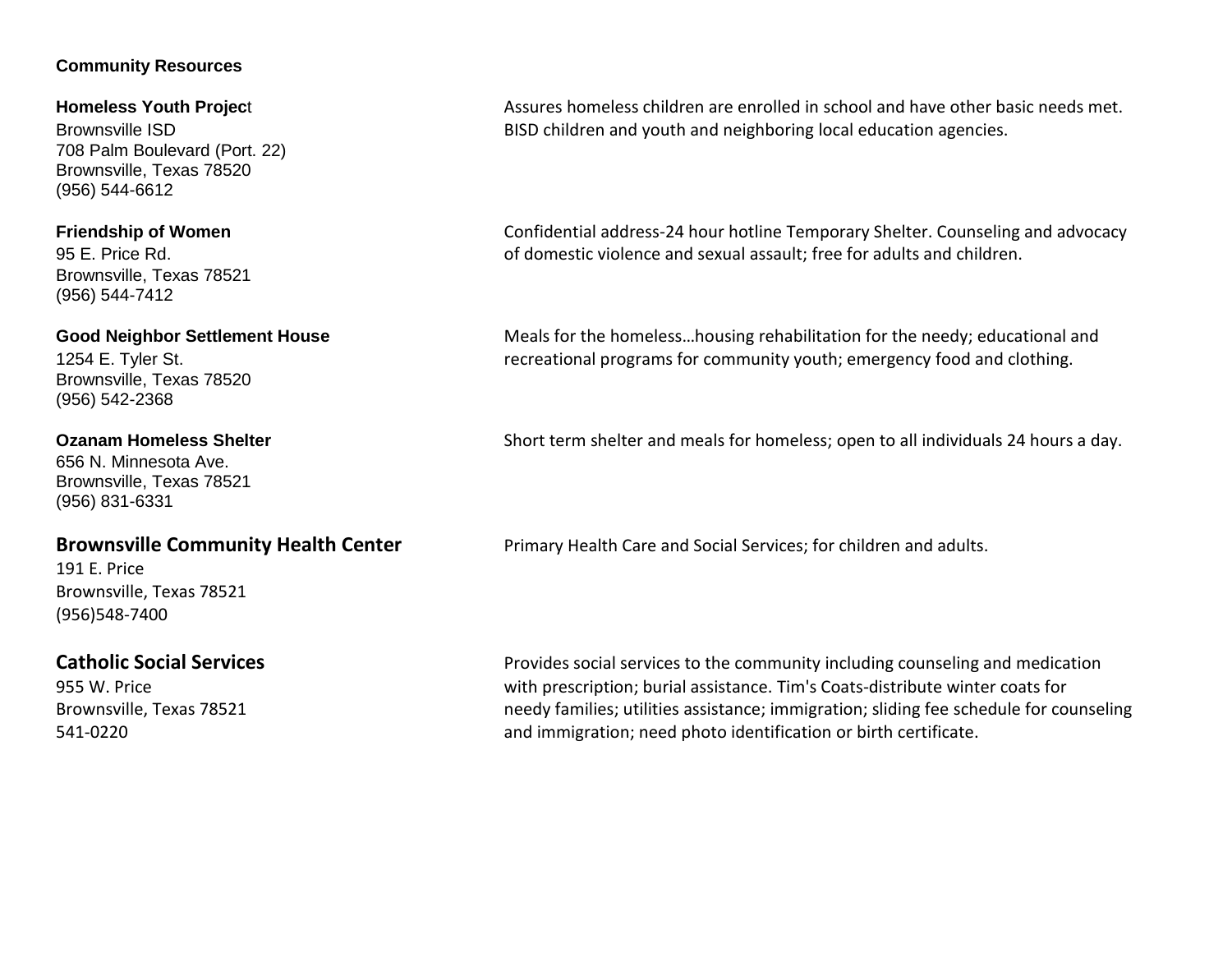**Community Resources**

**Homeless Youth Project**
Brownsville ISD
708 Palm Boulevard (Port. 22)
Brownsville, Texas 78520
(956) 544-6612

Assures homeless children are enrolled in school and have other basic needs met. BISD children and youth and neighboring local education agencies.

**Friendship of Women**
95 E. Price Rd.
Brownsville, Texas 78521
(956) 544-7412

Confidential address-24 hour hotline Temporary Shelter. Counseling and advocacy of domestic violence and sexual assault; free for adults and children.

**Good Neighbor Settlement House**
1254 E. Tyler St.
Brownsville, Texas 78520
(956) 542-2368

Meals for the homeless…housing rehabilitation for the needy; educational and recreational programs for community youth; emergency food and clothing.

**Ozanam Homeless Shelter**
656 N. Minnesota Ave.
Brownsville, Texas 78521
(956) 831-6331

Short term shelter and meals for homeless; open to all individuals 24 hours a day.

**Brownsville Community Health Center**
191 E. Price
Brownsville, Texas 78521
(956)548-7400

Primary Health Care and Social Services; for children and adults.

**Catholic Social Services**
955 W. Price
Brownsville, Texas 78521
541-0220

Provides social services to the community including counseling and medication with prescription; burial assistance. Tim's Coats-distribute winter coats for needy families; utilities assistance; immigration; sliding fee schedule for counseling and immigration; need photo identification or birth certificate.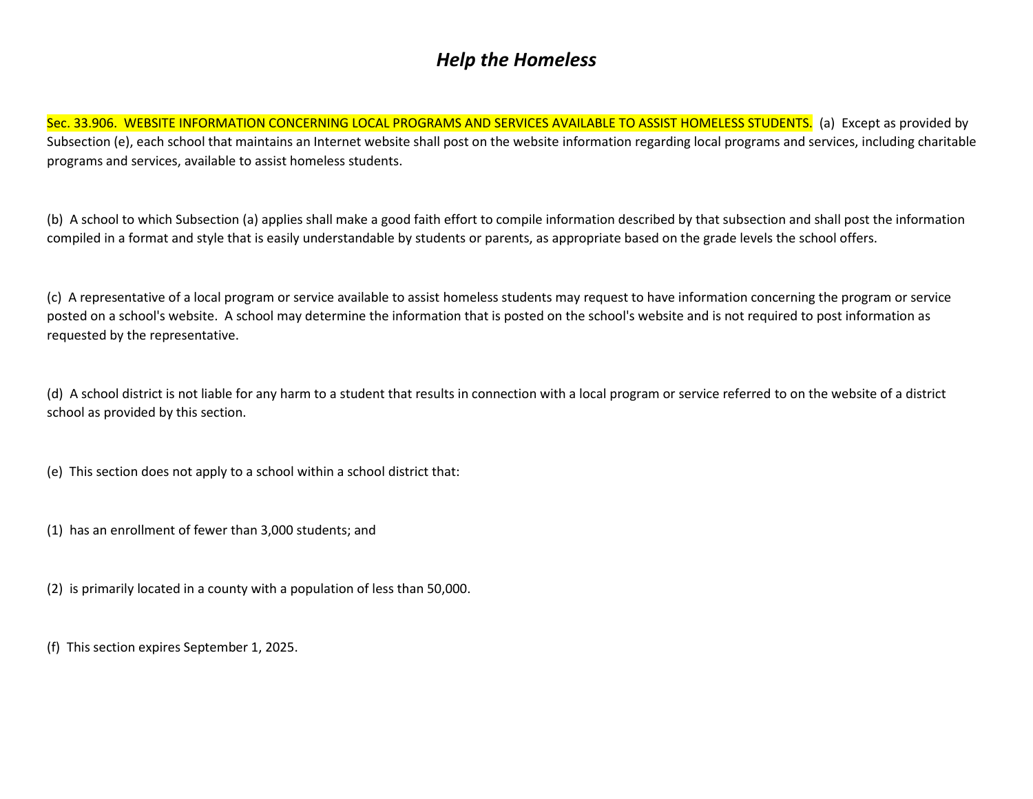# *Help the Homeless*

Sec. 33.906. WEBSITE INFORMATION CONCERNING LOCAL PROGRAMS AND SERVICES AVAILABLE TO ASSIST HOMELESS STUDENTS. (a) Except as provided by Subsection (e), each school that maintains an Internet website shall post on the website information regarding local programs and services, including charitable programs and services, available to assist homeless students.

(b) A school to which Subsection (a) applies shall make a good faith effort to compile information described by that subsection and shall post the information compiled in a format and style that is easily understandable by students or parents, as appropriate based on the grade levels the school offers.

(c) A representative of a local program or service available to assist homeless students may request to have information concerning the program or service posted on a school's website. A school may determine the information that is posted on the school's website and is not required to post information as requested by the representative.

(d) A school district is not liable for any harm to a student that results in connection with a local program or service referred to on the website of a district school as provided by this section.

(e) This section does not apply to a school within a school district that:

(1) has an enrollment of fewer than 3,000 students; and

(2) is primarily located in a county with a population of less than 50,000.

(f) This section expires September 1, 2025.